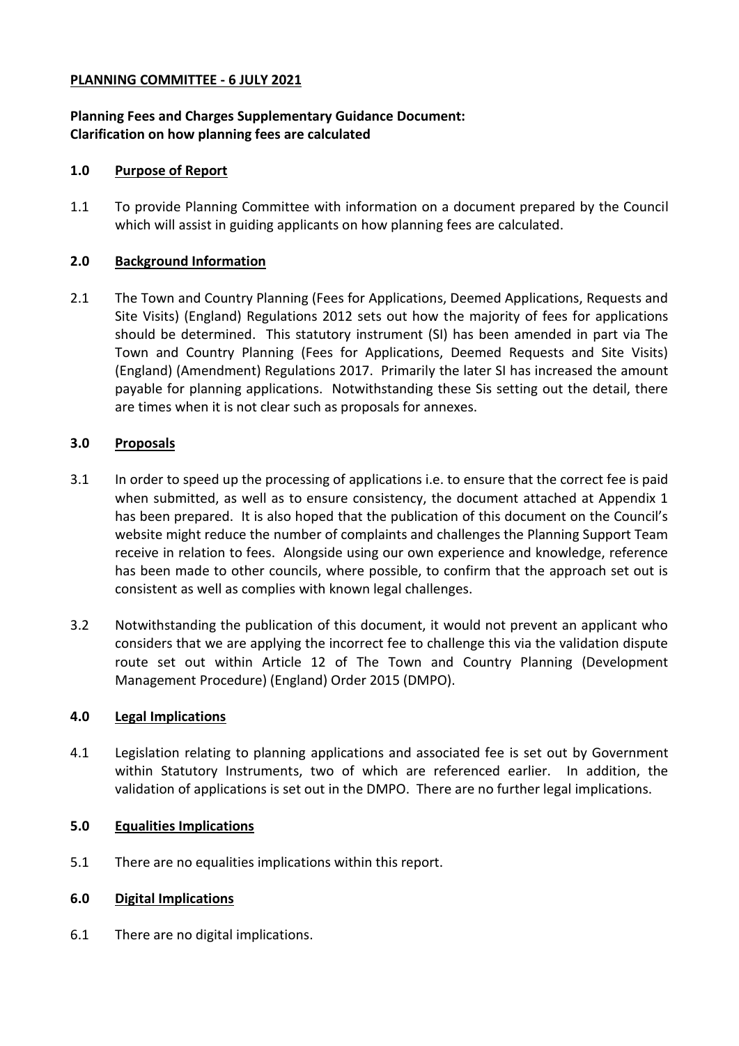**PLANNING COMMITTEE - 6 JULY 2021**

**Planning Fees and Charges Supplementary Guidance Document: Clarification on how planning fees are calculated**

## 1.0 Purpose of Report

1.1 To provide Planning Committee with information on a document prepared by the Council which will assist in guiding applicants on how planning fees are calculated.

## 2.0 Background Information

2.1 The Town and Country Planning (Fees for Applications, Deemed Applications, Requests and Site Visits) (England) Regulations 2012 sets out how the majority of fees for applications should be determined. This statutory instrument (SI) has been amended in part via The Town and Country Planning (Fees for Applications, Deemed Requests and Site Visits) (England) (Amendment) Regulations 2017. Primarily the later SI has increased the amount payable for planning applications. Notwithstanding these Sis setting out the detail, there are times when it is not clear such as proposals for annexes.

## 3.0 Proposals

3.1 In order to speed up the processing of applications i.e. to ensure that the correct fee is paid when submitted, as well as to ensure consistency, the document attached at Appendix 1 has been prepared. It is also hoped that the publication of this document on the Council's website might reduce the number of complaints and challenges the Planning Support Team receive in relation to fees. Alongside using our own experience and knowledge, reference has been made to other councils, where possible, to confirm that the approach set out is consistent as well as complies with known legal challenges.

3.2 Notwithstanding the publication of this document, it would not prevent an applicant who considers that we are applying the incorrect fee to challenge this via the validation dispute route set out within Article 12 of The Town and Country Planning (Development Management Procedure) (England) Order 2015 (DMPO).

## 4.0 Legal Implications

4.1 Legislation relating to planning applications and associated fee is set out by Government within Statutory Instruments, two of which are referenced earlier. In addition, the validation of applications is set out in the DMPO. There are no further legal implications.

## 5.0 Equalities Implications

5.1 There are no equalities implications within this report.

## 6.0 Digital Implications

6.1 There are no digital implications.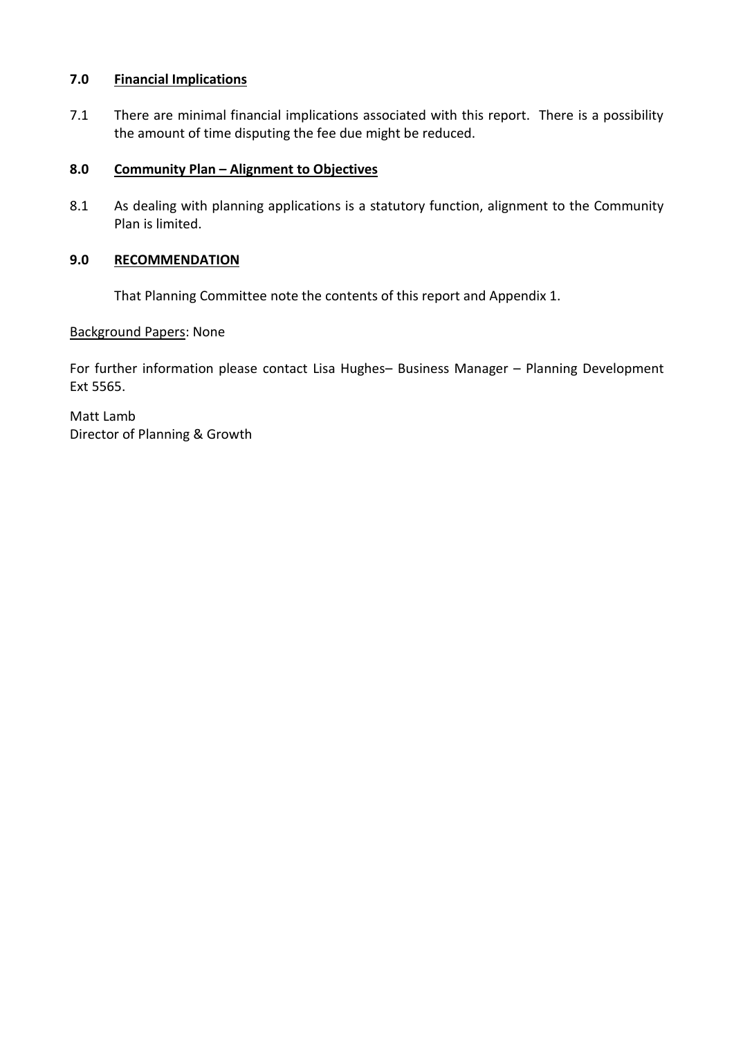## 7.0 Financial Implications

7.1 There are minimal financial implications associated with this report. There is a possibility the amount of time disputing the fee due might be reduced.

## 8.0 Community Plan – Alignment to Objectives

8.1 As dealing with planning applications is a statutory function, alignment to the Community Plan is limited.

## 9.0 RECOMMENDATION

That Planning Committee note the contents of this report and Appendix 1.

Background Papers: None

For further information please contact Lisa Hughes– Business Manager – Planning Development Ext 5565.

Matt Lamb
Director of Planning & Growth